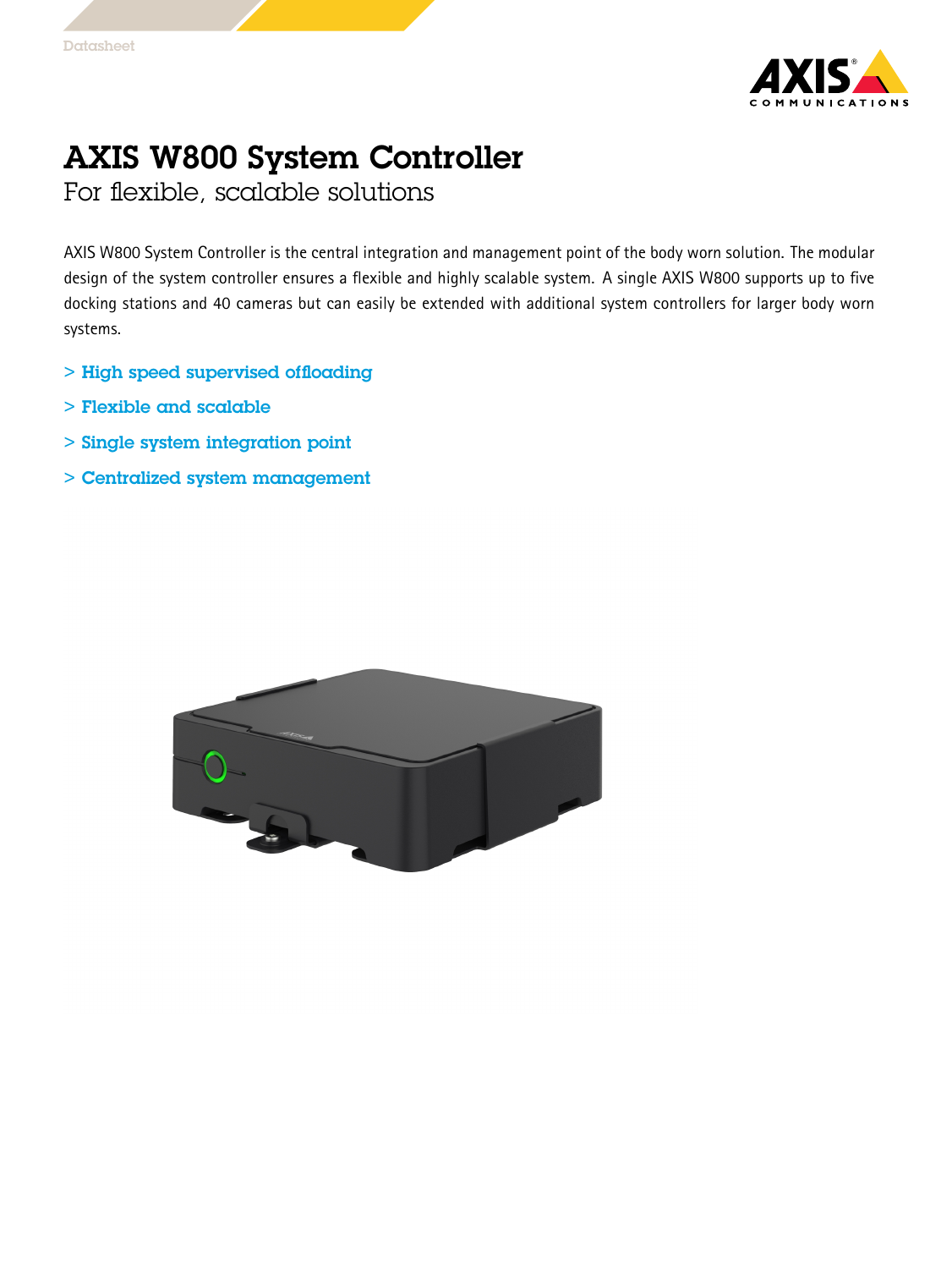Datasheet

# AXIS W800 System Controller

## For flexible, scalable solutions

AXIS W800 System Controller is the central integration and management point of the body worn solution. The modular design of the system controller ensures a flexible and highly scalable system. A single AXIS W800 supports up to five docking stations and 40 cameras but can easily be extended with additional system controllers for larger body worn systems.

- > High speed supervised offloading
- > Flexible and scalable
- > Single system integration point
- > Centralized system management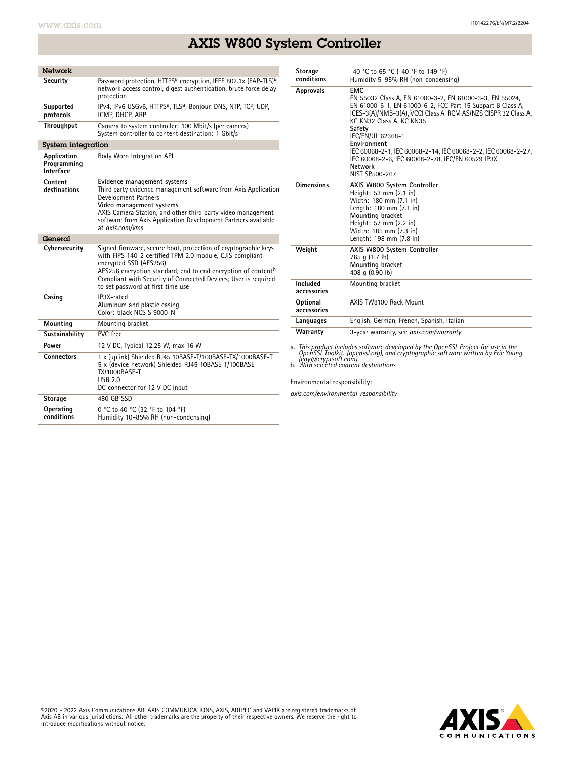# AXIS W800 System Controller

| | |
|---|---|
| **Network** | |
| **Security** | Password protection, HTTPS[a] encryption, IEEE 802.1x (EAP-TLS)[a] network access control, digest authentication, brute force delay protection |
| **Supported protocols** | IPv4, IPv6 USGv6, HTTPS[a], TLS[a], Bonjour, DNS, NTP, TCP, UDP, ICMP, DHCP, ARP |
| **Throughput** | Camera to system controller: 100 Mbit/s (per camera)<br>System controller to content destination: 1 Gbit/s |
| **System integration** | |
| **Application Programming Interface** | Body Worn Integration API |
| **Content destinations** | **Evidence management systems**<br>Third party evidence management software from Axis Application Development Partners<br>**Video management systems**<br>AXIS Camera Station, and other third party video management software from Axis Application Development Partners available at *axis.com/vms* |
| **General** | |
| **Cybersecurity** | Signed firmware, secure boot, protection of cryptographic keys with FIPS 140-2 certified TPM 2.0 module, CJIS compliant encrypted SSD (AES256)<br>AES256 encryption standard, end to end encryption of content[b]<br>Compliant with Security of Connected Devices; User is required to set password at first time use |
| **Casing** | IP3X-rated<br>Aluminum and plastic casing<br>Color: black NCS S 9000-N |
| **Mounting** | Mounting bracket |
| **Sustainability** | PVC free |
| **Power** | 12 V DC, Typical 12.25 W, max 16 W |
| **Connectors** | 1 x (uplink) Shielded RJ45 10BASE-T/100BASE-TX/1000BASE-T<br>5 x (device network) Shielded RJ45 10BASE-T/100BASE-TX/1000BASE-T<br>USB 2.0<br>DC connector for 12 V DC input |
| **Storage** | 480 GB SSD |
| **Operating conditions** | 0 °C to 40 °C (32 °F to 104 °F)<br>Humidity 10–85% RH (non-condensing) |
| **Storage conditions** | -40 °C to 65 °C (-40 °F to 149 °F)<br>Humidity 5–95% RH (non-condensing) |
| **Approvals** | **EMC**<br>EN 55032 Class A, EN 61000-3-2, EN 61000-3-3, EN 55024, EN 61000-6-1, EN 61000-6-2, FCC Part 15 Subpart B Class A, ICES-3(A)/NMB-3(A), VCCI Class A, RCM AS/NZS CISPR 32 Class A, KC KN32 Class A, KC KN35<br>**Safety**<br>IEC/EN/UL 62368-1<br>**Environment**<br>IEC 60068-2-1, IEC 60068-2-14, IEC 60068-2-2, IEC 60068-2-27, IEC 60068-2-6, IEC 60068-2-78, IEC/EN 60529 IP3X<br>**Network**<br>NIST SP500-267 |
| **Dimensions** | **AXIS W800 System Controller**<br>Height: 53 mm (2.1 in)<br>Width: 180 mm (7.1 in)<br>Length: 180 mm (7.1 in)<br>**Mounting bracket**<br>Height: 57 mm (2.2 in)<br>Width: 185 mm (7.3 in)<br>Length: 198 mm (7.8 in) |
| **Weight** | **AXIS W800 System Controller**<br>765 g (1.7 lb)<br>**Mounting bracket**<br>408 g (0.90 lb) |
| **Included accessories** | Mounting bracket |
| **Optional accessories** | AXIS TW8100 Rack Mount |
| **Languages** | English, German, French, Spanish, Italian |
| **Warranty** | 3-year warranty, see *axis.com/warranty* |

a. *This product includes software developed by the OpenSSL Project for use in the OpenSSL Toolkit. (openssl.org), and cryptographic software written by Eric Young (eay@cryptsoft.com).*
b. *With selected content destinations*

Environmental responsibility:

*axis.com/environmental-responsibility*

©2020 - 2022 Axis Communications AB. AXIS COMMUNICATIONS, AXIS, ARTPEC and VAPIX are registered trademarks of Axis AB in various jurisdictions. All other trademarks are the property of their respective owners. We reserve the right to introduce modifications without notice.